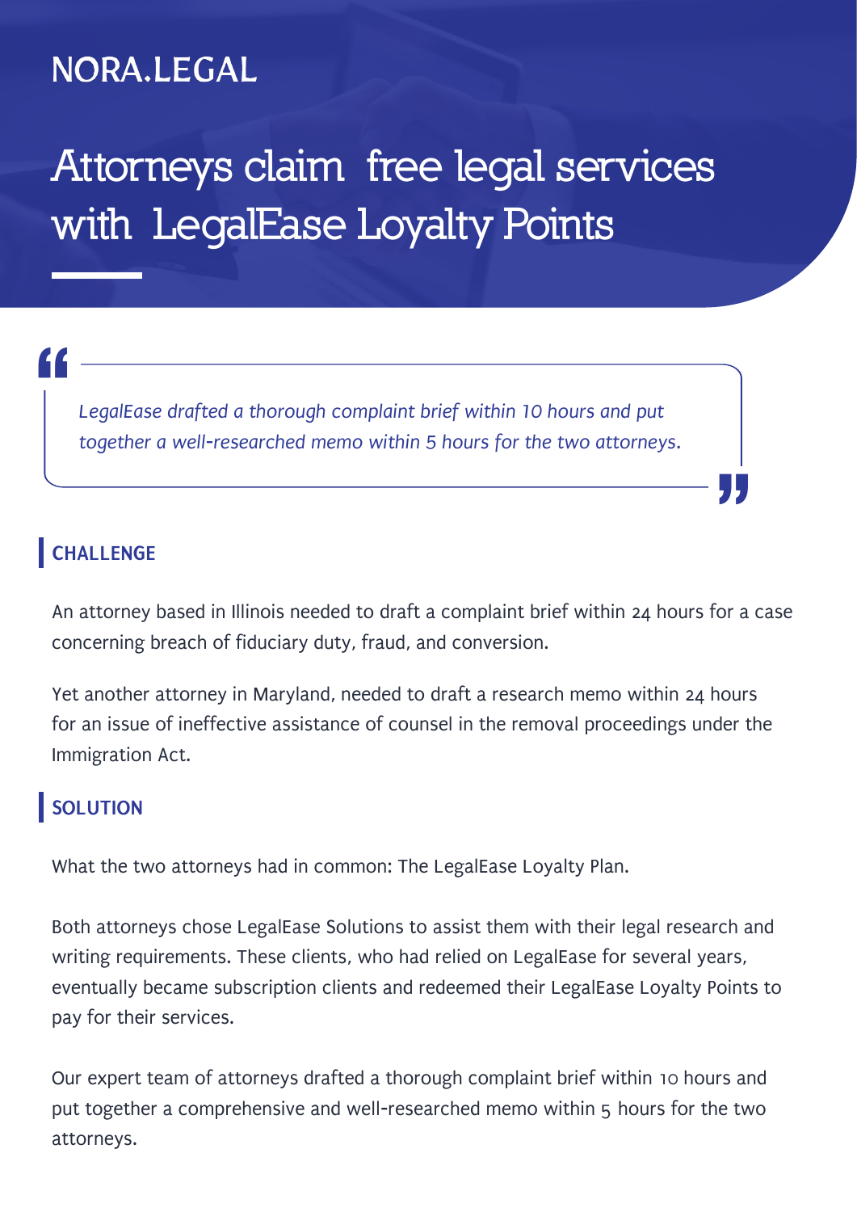NORA.LEGAL

# Attorneys claim free legal services with LegalEase Loyalty Points

> *LegalEase drafted a thorough complaint brief within 10 hours and put together a well-researched memo within 5 hours for the two attorneys.*

## CHALLENGE

An attorney based in Illinois needed to draft a complaint brief within 24 hours for a case concerning breach of fiduciary duty, fraud, and conversion.

Yet another attorney in Maryland, needed to draft a research memo within 24 hours for an issue of ineffective assistance of counsel in the removal proceedings under the Immigration Act.

## SOLUTION

What the two attorneys had in common: The LegalEase Loyalty Plan.

Both attorneys chose LegalEase Solutions to assist them with their legal research and writing requirements. These clients, who had relied on LegalEase for several years, eventually became subscription clients and redeemed their LegalEase Loyalty Points to pay for their services.

Our expert team of attorneys drafted a thorough complaint brief within 10 hours and put together a comprehensive and well-researched memo within 5 hours for the two attorneys.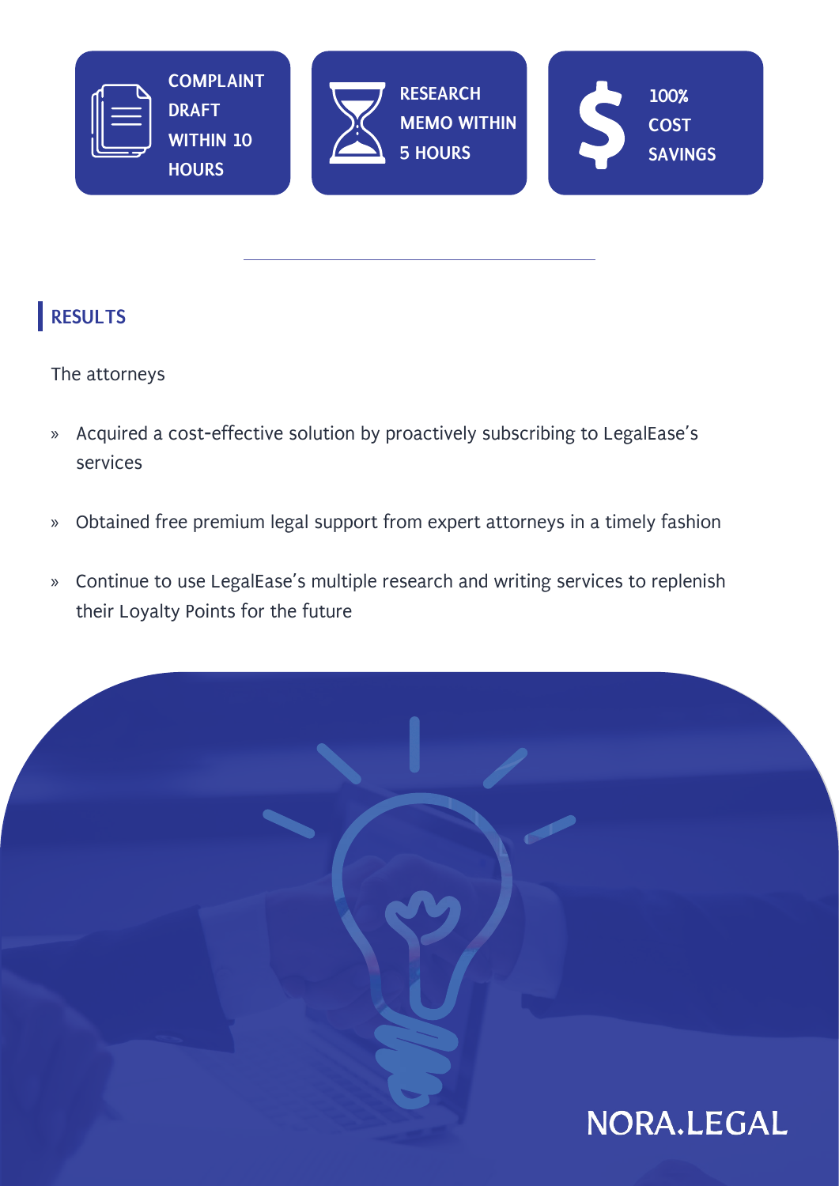COMPLAINT DRAFT WITHIN 10 HOURS

RESEARCH MEMO WITHIN 5 HOURS

100% COST SAVINGS

## RESULTS

The attorneys

- Acquired a cost-effective solution by proactively subscribing to LegalEase's services
- Obtained free premium legal support from expert attorneys in a timely fashion
- Continue to use LegalEase's multiple research and writing services to replenish their Loyalty Points for the future

NORA.LEGAL